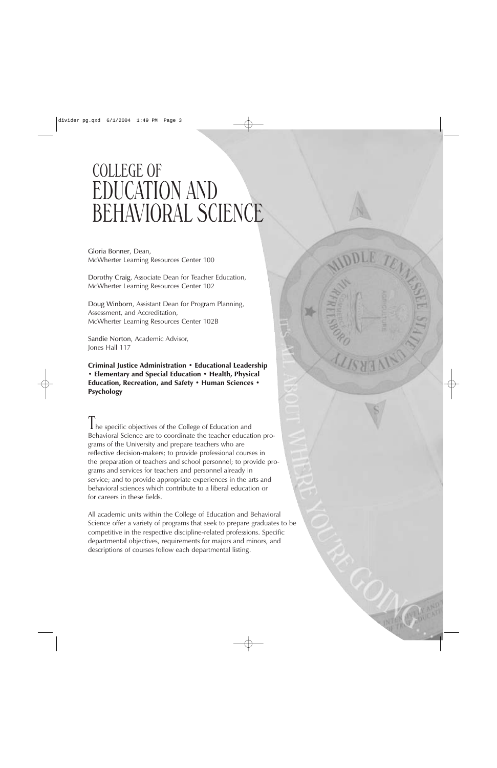# COLLEGE OF EDUCATION AND BEHAVIORAL SCIENCE

Gloria Bonner, Dean,
McWherter Learning Resources Center 100

Dorothy Craig, Associate Dean for Teacher Education,
McWherter Learning Resources Center 102

Doug Winborn, Assistant Dean for Program Planning, Assessment, and Accreditation,
McWherter Learning Resources Center 102B

Sandie Norton, Academic Advisor,
Jones Hall 117

**Criminal Justice Administration • Educational Leadership • Elementary and Special Education • Health, Physical Education, Recreation, and Safety • Human Sciences • Psychology**

The specific objectives of the College of Education and Behavioral Science are to coordinate the teacher education programs of the University and prepare teachers who are reflective decision-makers; to provide professional courses in the preparation of teachers and school personnel; to provide programs and services for teachers and personnel already in service; and to provide appropriate experiences in the arts and behavioral sciences which contribute to a liberal education or for careers in these fields.

All academic units within the College of Education and Behavioral Science offer a variety of programs that seek to prepare graduates to be competitive in the respective discipline-related professions. Specific departmental objectives, requirements for majors and minors, and descriptions of courses follow each departmental listing.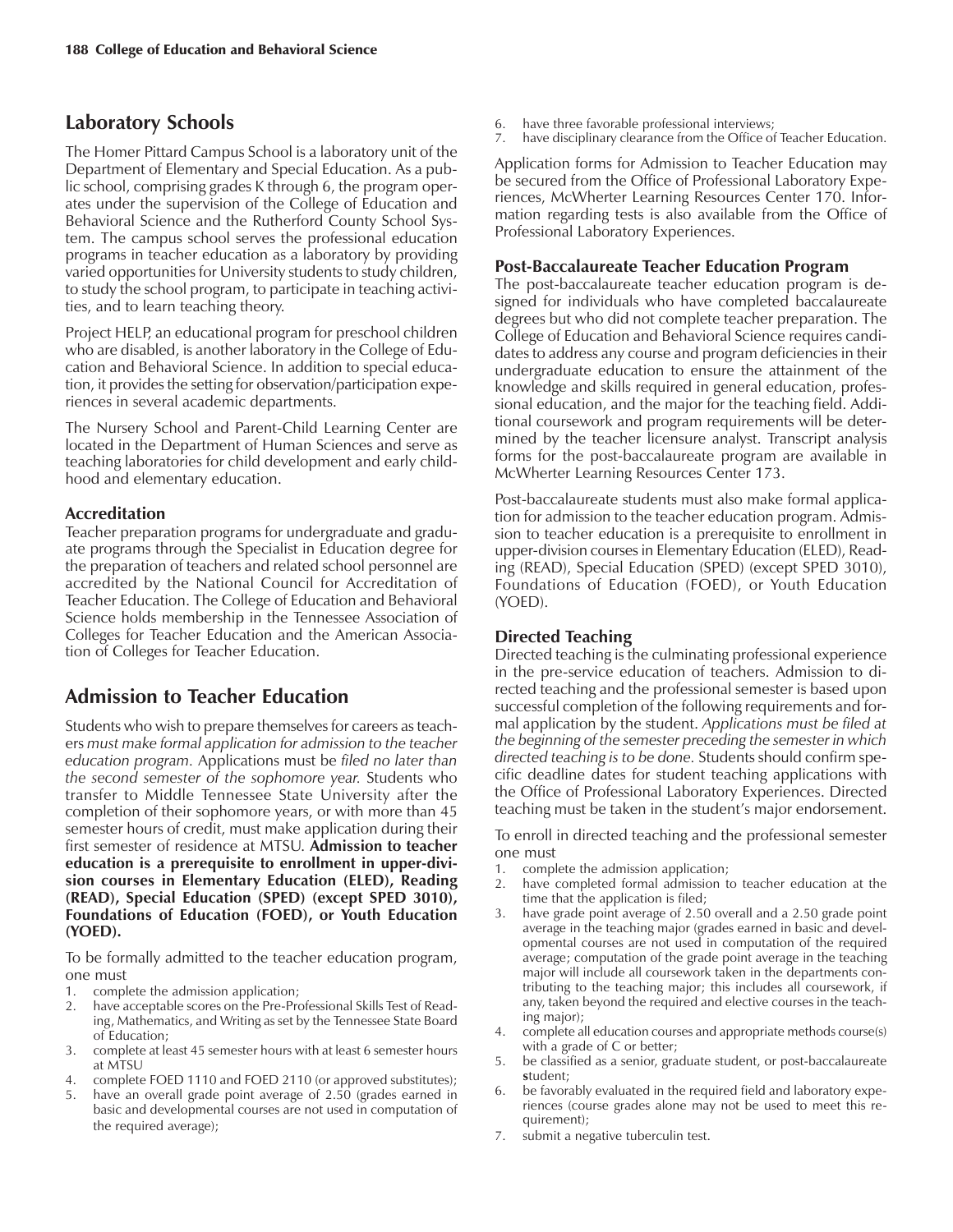## Laboratory Schools

The Homer Pittard Campus School is a laboratory unit of the Department of Elementary and Special Education. As a public school, comprising grades K through 6, the program operates under the supervision of the College of Education and Behavioral Science and the Rutherford County School System. The campus school serves the professional education programs in teacher education as a laboratory by providing varied opportunities for University students to study children, to study the school program, to participate in teaching activities, and to learn teaching theory.

Project HELP, an educational program for preschool children who are disabled, is another laboratory in the College of Education and Behavioral Science. In addition to special education, it provides the setting for observation/participation experiences in several academic departments.

The Nursery School and Parent-Child Learning Center are located in the Department of Human Sciences and serve as teaching laboratories for child development and early childhood and elementary education.

### Accreditation

Teacher preparation programs for undergraduate and graduate programs through the Specialist in Education degree for the preparation of teachers and related school personnel are accredited by the National Council for Accreditation of Teacher Education. The College of Education and Behavioral Science holds membership in the Tennessee Association of Colleges for Teacher Education and the American Association of Colleges for Teacher Education.

## Admission to Teacher Education

Students who wish to prepare themselves for careers as teachers *must make formal application for admission to the teacher education program.* Applications must be *filed no later than the second semester of the sophomore year.* Students who transfer to Middle Tennessee State University after the completion of their sophomore years, or with more than 45 semester hours of credit, must make application during their first semester of residence at MTSU. **Admission to teacher education is a prerequisite to enrollment in upper-division courses in Elementary Education (ELED), Reading (READ), Special Education (SPED) (except SPED 3010), Foundations of Education (FOED), or Youth Education (YOED).**

To be formally admitted to the teacher education program, one must

1. complete the admission application;
2. have acceptable scores on the Pre-Professional Skills Test of Reading, Mathematics, and Writing as set by the Tennessee State Board of Education;
3. complete at least 45 semester hours with at least 6 semester hours at MTSU
4. complete FOED 1110 and FOED 2110 (or approved substitutes);
5. have an overall grade point average of 2.50 (grades earned in basic and developmental courses are not used in computation of the required average);
6. have three favorable professional interviews;
7. have disciplinary clearance from the Office of Teacher Education.

Application forms for Admission to Teacher Education may be secured from the Office of Professional Laboratory Experiences, McWherter Learning Resources Center 170. Information regarding tests is also available from the Office of Professional Laboratory Experiences.

### Post-Baccalaureate Teacher Education Program

The post-baccalaureate teacher education program is designed for individuals who have completed baccalaureate degrees but who did not complete teacher preparation. The College of Education and Behavioral Science requires candidates to address any course and program deficiencies in their undergraduate education to ensure the attainment of the knowledge and skills required in general education, professional education, and the major for the teaching field. Additional coursework and program requirements will be determined by the teacher licensure analyst. Transcript analysis forms for the post-baccalaureate program are available in McWherter Learning Resources Center 173.

Post-baccalaureate students must also make formal application for admission to the teacher education program. Admission to teacher education is a prerequisite to enrollment in upper-division courses in Elementary Education (ELED), Reading (READ), Special Education (SPED) (except SPED 3010), Foundations of Education (FOED), or Youth Education (YOED).

### Directed Teaching

Directed teaching is the culminating professional experience in the pre-service education of teachers. Admission to directed teaching and the professional semester is based upon successful completion of the following requirements and formal application by the student. *Applications must be filed at the beginning of the semester preceding the semester in which directed teaching is to be done.* Students should confirm specific deadline dates for student teaching applications with the Office of Professional Laboratory Experiences. Directed teaching must be taken in the student's major endorsement.

To enroll in directed teaching and the professional semester one must

1. complete the admission application;
2. have completed formal admission to teacher education at the time that the application is filed;
3. have grade point average of 2.50 overall and a 2.50 grade point average in the teaching major (grades earned in basic and developmental courses are not used in computation of the required average; computation of the grade point average in the teaching major will include all coursework taken in the departments contributing to the teaching major; this includes all coursework, if any, taken beyond the required and elective courses in the teaching major);
4. complete all education courses and appropriate methods course(s) with a grade of C or better;
5. be classified as a senior, graduate student, or post-baccalaureate student;
6. be favorably evaluated in the required field and laboratory experiences (course grades alone may not be used to meet this requirement);
7. submit a negative tuberculin test.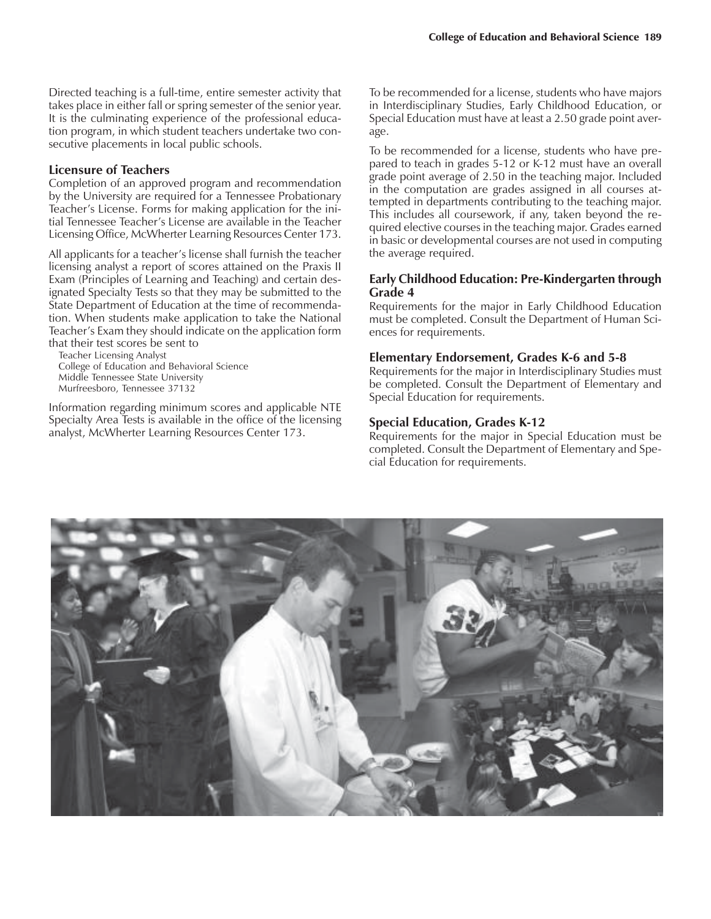Directed teaching is a full-time, entire semester activity that takes place in either fall or spring semester of the senior year. It is the culminating experience of the professional education program, in which student teachers undertake two consecutive placements in local public schools.

### Licensure of Teachers

Completion of an approved program and recommendation by the University are required for a Tennessee Probationary Teacher's License. Forms for making application for the initial Tennessee Teacher's License are available in the Teacher Licensing Office, McWherter Learning Resources Center 173.

All applicants for a teacher's license shall furnish the teacher licensing analyst a report of scores attained on the Praxis II Exam (Principles of Learning and Teaching) and certain designated Specialty Tests so that they may be submitted to the State Department of Education at the time of recommendation. When students make application to take the National Teacher's Exam they should indicate on the application form that their test scores be sent to

Teacher Licensing Analyst
College of Education and Behavioral Science
Middle Tennessee State University
Murfreesboro, Tennessee 37132

Information regarding minimum scores and applicable NTE Specialty Area Tests is available in the office of the licensing analyst, McWherter Learning Resources Center 173.

To be recommended for a license, students who have majors in Interdisciplinary Studies, Early Childhood Education, or Special Education must have at least a 2.50 grade point average.

To be recommended for a license, students who have prepared to teach in grades 5-12 or K-12 must have an overall grade point average of 2.50 in the teaching major. Included in the computation are grades assigned in all courses attempted in departments contributing to the teaching major. This includes all coursework, if any, taken beyond the required elective courses in the teaching major. Grades earned in basic or developmental courses are not used in computing the average required.

### Early Childhood Education: Pre-Kindergarten through Grade 4

Requirements for the major in Early Childhood Education must be completed. Consult the Department of Human Sciences for requirements.

### Elementary Endorsement, Grades K-6 and 5-8

Requirements for the major in Interdisciplinary Studies must be completed. Consult the Department of Elementary and Special Education for requirements.

### Special Education, Grades K-12

Requirements for the major in Special Education must be completed. Consult the Department of Elementary and Special Education for requirements.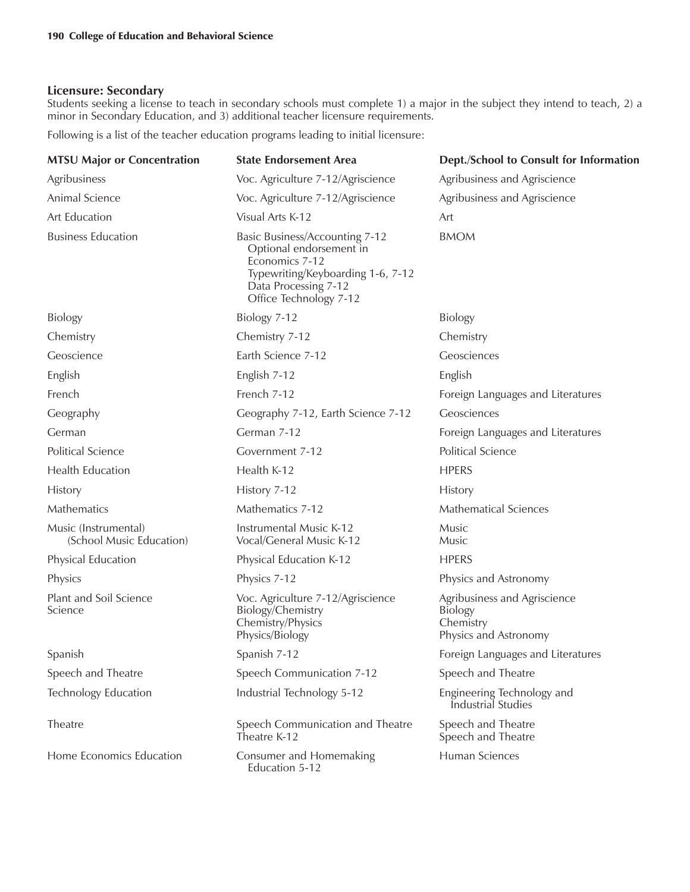## Licensure: Secondary

Students seeking a license to teach in secondary schools must complete 1) a major in the subject they intend to teach, 2) a minor in Secondary Education, and 3) additional teacher licensure requirements.

Following is a list of the teacher education programs leading to initial licensure:

| MTSU Major or Concentration | State Endorsement Area | Dept./School to Consult for Information |
|---|---|---|
| Agribusiness | Voc. Agriculture 7-12/Agriscience | Agribusiness and Agriscience |
| Animal Science | Voc. Agriculture 7-12/Agriscience | Agribusiness and Agriscience |
| Art Education | Visual Arts K-12 | Art |
| Business Education | Basic Business/Accounting 7-12<br>Optional endorsement in<br>Economics 7-12<br>Typewriting/Keyboarding 1-6, 7-12<br>Data Processing 7-12<br>Office Technology 7-12 | BMOM |
| Biology | Biology 7-12 | Biology |
| Chemistry | Chemistry 7-12 | Chemistry |
| Geoscience | Earth Science 7-12 | Geosciences |
| English | English 7-12 | English |
| French | French 7-12 | Foreign Languages and Literatures |
| Geography | Geography 7-12, Earth Science 7-12 | Geosciences |
| German | German 7-12 | Foreign Languages and Literatures |
| Political Science | Government 7-12 | Political Science |
| Health Education | Health K-12 | HPERS |
| History | History 7-12 | History |
| Mathematics | Mathematics 7-12 | Mathematical Sciences |
| Music (Instrumental)<br>(School Music Education) | Instrumental Music K-12<br>Vocal/General Music K-12 | Music<br>Music |
| Physical Education | Physical Education K-12 | HPERS |
| Physics | Physics 7-12 | Physics and Astronomy |
| Plant and Soil Science<br>Science | Voc. Agriculture 7-12/Agriscience<br>Biology/Chemistry<br>Chemistry/Physics<br>Physics/Biology | Agribusiness and Agriscience<br>Biology<br>Chemistry<br>Physics and Astronomy |
| Spanish | Spanish 7-12 | Foreign Languages and Literatures |
| Speech and Theatre | Speech Communication 7-12 | Speech and Theatre |
| Technology Education | Industrial Technology 5-12 | Engineering Technology and Industrial Studies |
| Theatre | Speech Communication and Theatre<br>Theatre K-12 | Speech and Theatre<br>Speech and Theatre |
| Home Economics Education | Consumer and Homemaking Education 5-12 | Human Sciences |